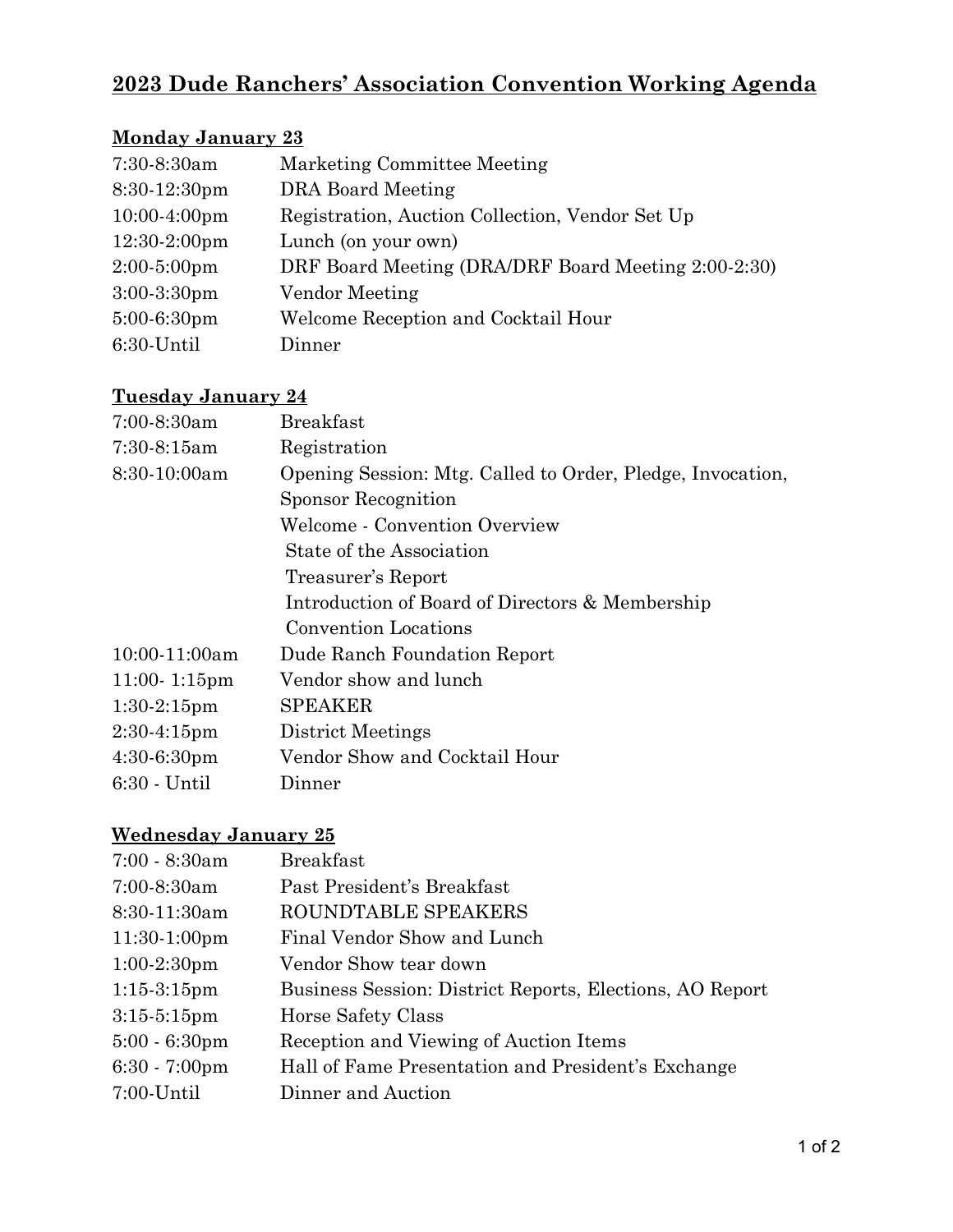# 2023 Dude Ranchers' Association Convention Working Agenda

## Monday January 23

| | |
|---|---|
| 7:30-8:30am | Marketing Committee Meeting |
| 8:30-12:30pm | DRA Board Meeting |
| 10:00-4:00pm | Registration, Auction Collection, Vendor Set Up |
| 12:30-2:00pm | Lunch (on your own) |
| 2:00-5:00pm | DRF Board Meeting (DRA/DRF Board Meeting 2:00-2:30) |
| 3:00-3:30pm | Vendor Meeting |
| 5:00-6:30pm | Welcome Reception and Cocktail Hour |
| 6:30-Until | Dinner |

## Tuesday January 24

| | |
|---|---|
| 7:00-8:30am | Breakfast |
| 7:30-8:15am | Registration |
| 8:30-10:00am | Opening Session: Mtg. Called to Order, Pledge, Invocation, Sponsor Recognition |
| | Welcome - Convention Overview |
| | State of the Association |
| | Treasurer's Report |
| | Introduction of Board of Directors & Membership |
| | Convention Locations |
| 10:00-11:00am | Dude Ranch Foundation Report |
| 11:00- 1:15pm | Vendor show and lunch |
| 1:30-2:15pm | SPEAKER |
| 2:30-4:15pm | District Meetings |
| 4:30-6:30pm | Vendor Show and Cocktail Hour |
| 6:30 - Until | Dinner |

## Wednesday January 25

| | |
|---|---|
| 7:00 - 8:30am | Breakfast |
| 7:00-8:30am | Past President's Breakfast |
| 8:30-11:30am | ROUNDTABLE SPEAKERS |
| 11:30-1:00pm | Final Vendor Show and Lunch |
| 1:00-2:30pm | Vendor Show tear down |
| 1:15-3:15pm | Business Session: District Reports, Elections, AO Report |
| 3:15-5:15pm | Horse Safety Class |
| 5:00 - 6:30pm | Reception and Viewing of Auction Items |
| 6:30 - 7:00pm | Hall of Fame Presentation and President's Exchange |
| 7:00-Until | Dinner and Auction |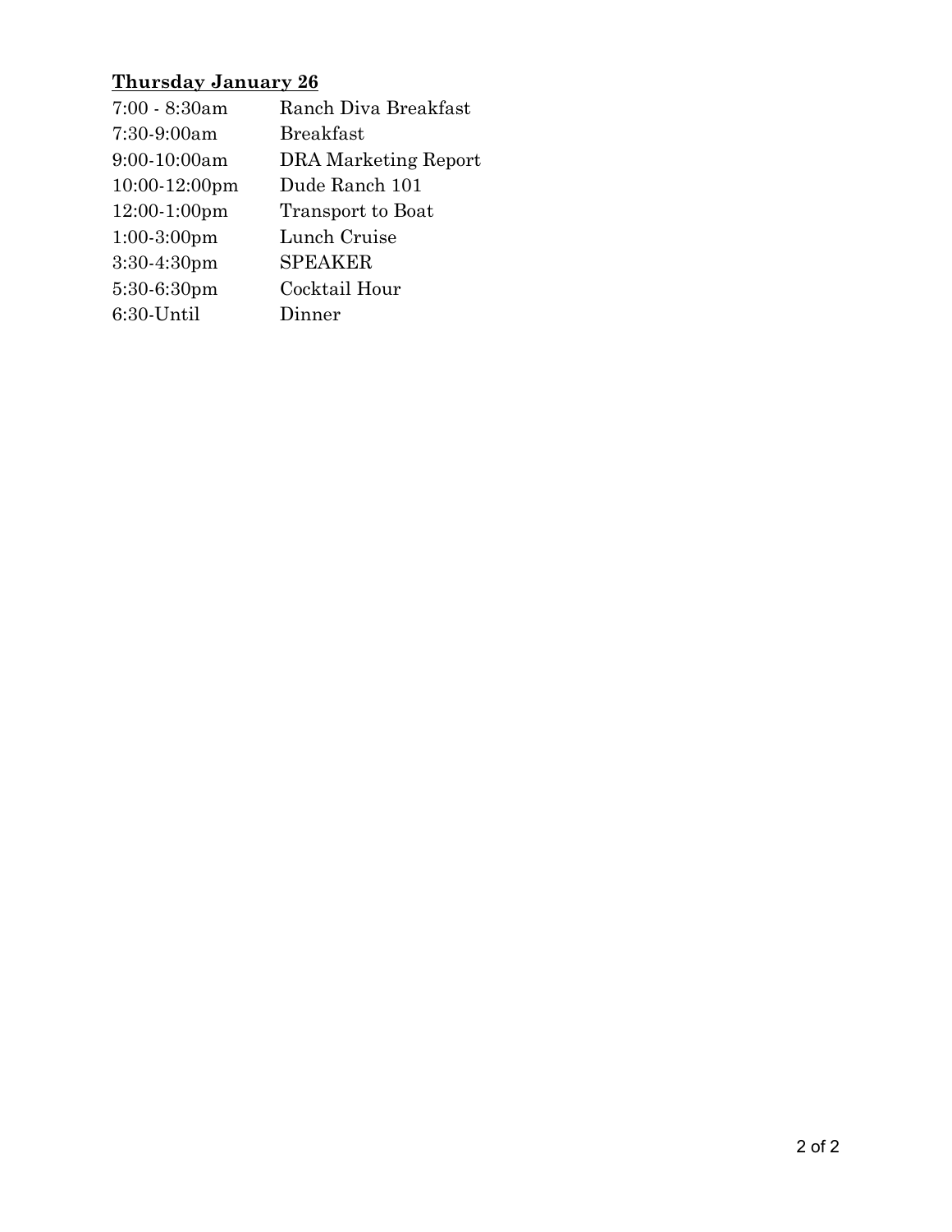**Thursday January 26**

| | |
|---|---|
| 7:00 - 8:30am | Ranch Diva Breakfast |
| 7:30-9:00am | Breakfast |
| 9:00-10:00am | DRA Marketing Report |
| 10:00-12:00pm | Dude Ranch 101 |
| 12:00-1:00pm | Transport to Boat |
| 1:00-3:00pm | Lunch Cruise |
| 3:30-4:30pm | SPEAKER |
| 5:30-6:30pm | Cocktail Hour |
| 6:30-Until | Dinner |